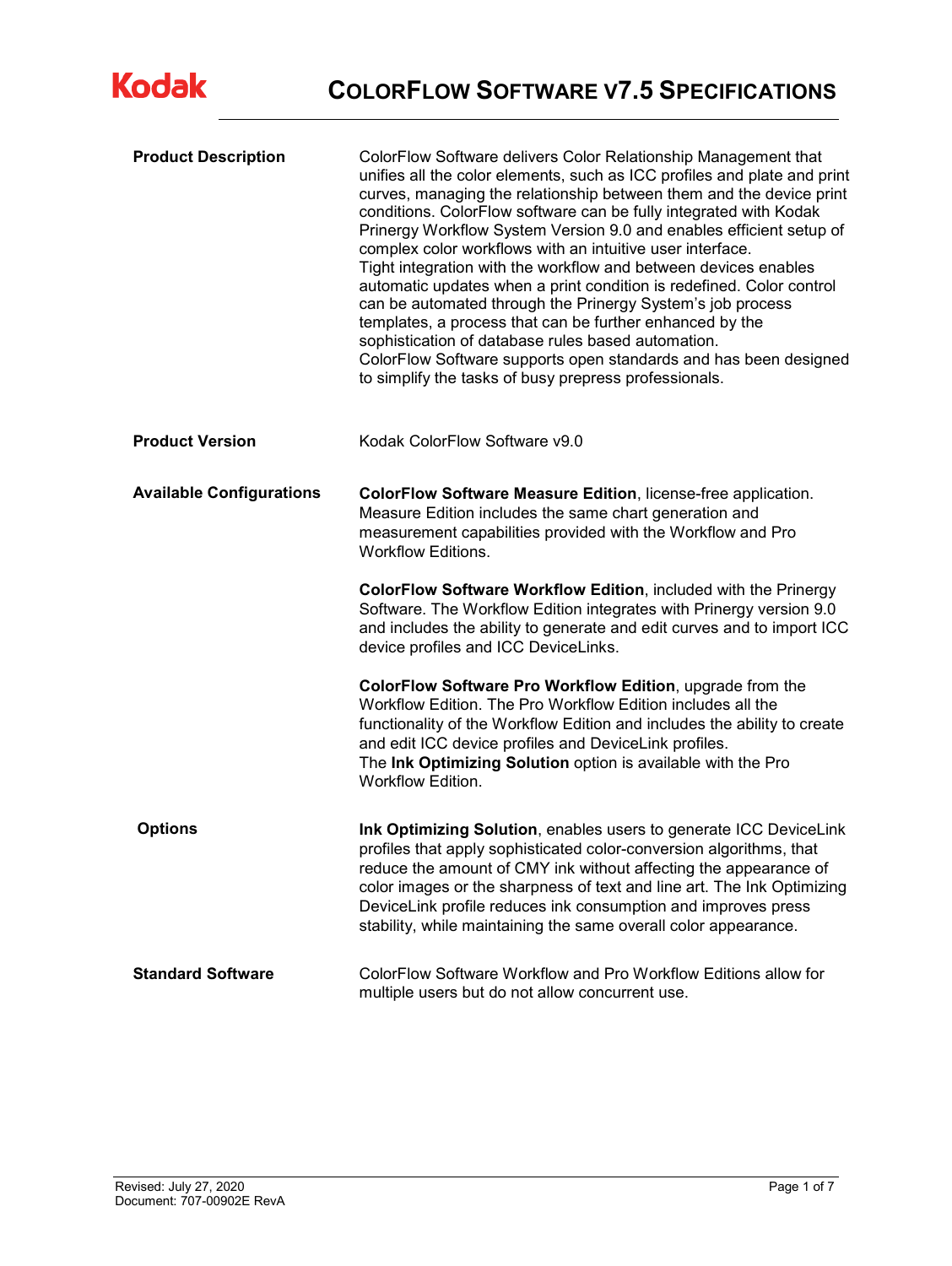Kodak

# COLORFLOW SOFTWARE V7.5 SPECIFICATIONS

| | |
|---|---|
| **Product Description** | ColorFlow Software delivers Color Relationship Management that unifies all the color elements, such as ICC profiles and plate and print curves, managing the relationship between them and the device print conditions. ColorFlow software can be fully integrated with Kodak Prinergy Workflow System Version 9.0 and enables efficient setup of complex color workflows with an intuitive user interface. Tight integration with the workflow and between devices enables automatic updates when a print condition is redefined. Color control can be automated through the Prinergy System's job process templates, a process that can be further enhanced by the sophistication of database rules based automation. ColorFlow Software supports open standards and has been designed to simplify the tasks of busy prepress professionals. |
| **Product Version** | Kodak ColorFlow Software v9.0 |
| **Available Configurations** | **ColorFlow Software Measure Edition**, license-free application. Measure Edition includes the same chart generation and measurement capabilities provided with the Workflow and Pro Workflow Editions.<br><br>**ColorFlow Software Workflow Edition**, included with the Prinergy Software. The Workflow Edition integrates with Prinergy version 9.0 and includes the ability to generate and edit curves and to import ICC device profiles and ICC DeviceLinks.<br><br>**ColorFlow Software Pro Workflow Edition**, upgrade from the Workflow Edition. The Pro Workflow Edition includes all the functionality of the Workflow Edition and includes the ability to create and edit ICC device profiles and DeviceLink profiles. The **Ink Optimizing Solution** option is available with the Pro Workflow Edition. |
| **Options** | **Ink Optimizing Solution**, enables users to generate ICC DeviceLink profiles that apply sophisticated color-conversion algorithms, that reduce the amount of CMY ink without affecting the appearance of color images or the sharpness of text and line art. The Ink Optimizing DeviceLink profile reduces ink consumption and improves press stability, while maintaining the same overall color appearance. |
| **Standard Software** | ColorFlow Software Workflow and Pro Workflow Editions allow for multiple users but do not allow concurrent use. |

Revised: July 27, 2020
Document: 707-00902E RevA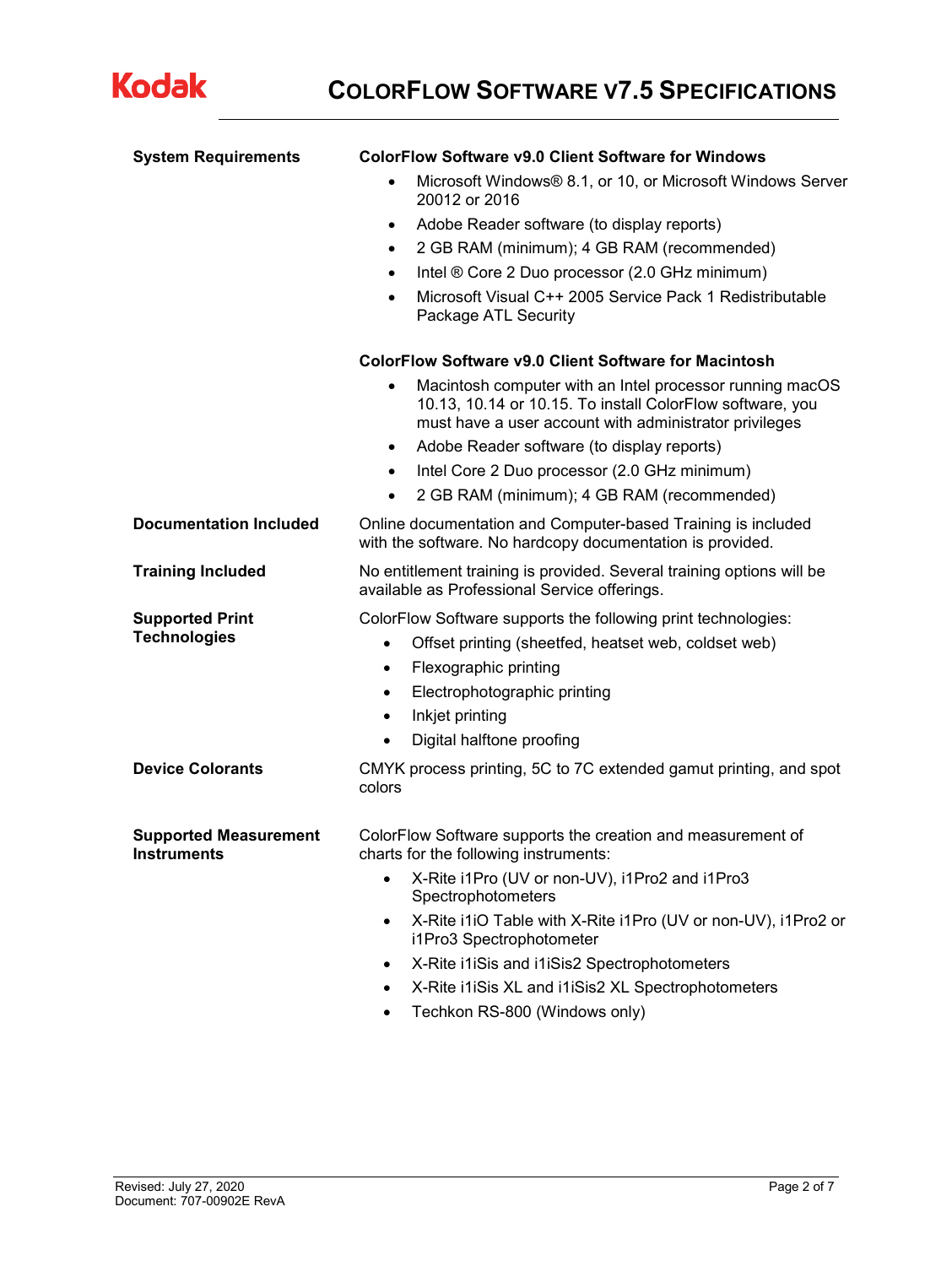| | |
|---|---|
| **System Requirements** | **ColorFlow Software v9.0 Client Software for Windows**<br>• Microsoft Windows® 8.1, or 10, or Microsoft Windows Server 20012 or 2016<br>• Adobe Reader software (to display reports)<br>• 2 GB RAM (minimum); 4 GB RAM (recommended)<br>• Intel ® Core 2 Duo processor (2.0 GHz minimum)<br>• Microsoft Visual C++ 2005 Service Pack 1 Redistributable Package ATL Security<br><br>**ColorFlow Software v9.0 Client Software for Macintosh**<br>• Macintosh computer with an Intel processor running macOS 10.13, 10.14 or 10.15. To install ColorFlow software, you must have a user account with administrator privileges<br>• Adobe Reader software (to display reports)<br>• Intel Core 2 Duo processor (2.0 GHz minimum)<br>• 2 GB RAM (minimum); 4 GB RAM (recommended) |
| **Documentation Included** | Online documentation and Computer-based Training is included with the software. No hardcopy documentation is provided. |
| **Training Included** | No entitlement training is provided. Several training options will be available as Professional Service offerings. |
| **Supported Print Technologies** | ColorFlow Software supports the following print technologies:<br>• Offset printing (sheetfed, heatset web, coldset web)<br>• Flexographic printing<br>• Electrophotographic printing<br>• Inkjet printing<br>• Digital halftone proofing |
| **Device Colorants** | CMYK process printing, 5C to 7C extended gamut printing, and spot colors |
| **Supported Measurement Instruments** | ColorFlow Software supports the creation and measurement of charts for the following instruments:<br>• X-Rite i1Pro (UV or non-UV), i1Pro2 and i1Pro3 Spectrophotometers<br>• X-Rite i1iO Table with X-Rite i1Pro (UV or non-UV), i1Pro2 or i1Pro3 Spectrophotometer<br>• X-Rite i1iSis and i1iSis2 Spectrophotometers<br>• X-Rite i1iSis XL and i1iSis2 XL Spectrophotometers<br>• Techkon RS-800 (Windows only) |

Revised: July 27, 2020
Document: 707-00902E RevA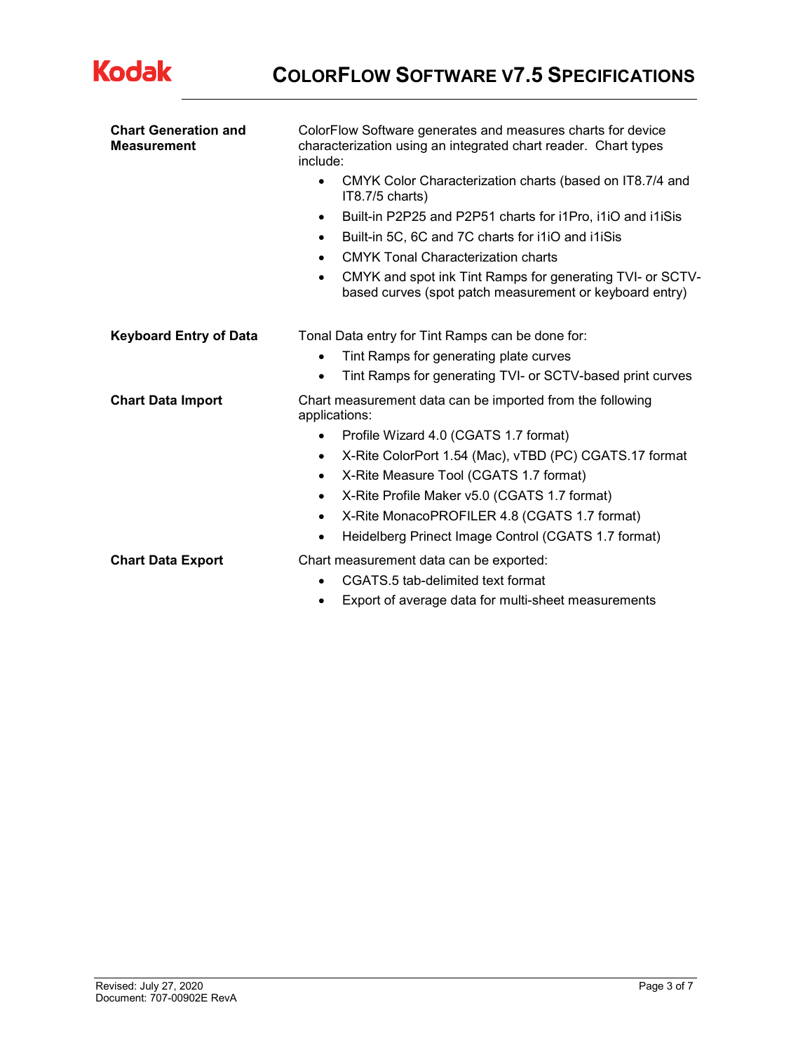**Chart Generation and Measurement**

ColorFlow Software generates and measures charts for device characterization using an integrated chart reader. Chart types include:

- CMYK Color Characterization charts (based on IT8.7/4 and IT8.7/5 charts)
- Built-in P2P25 and P2P51 charts for i1Pro, i1iO and i1iSis
- Built-in 5C, 6C and 7C charts for i1iO and i1iSis
- CMYK Tonal Characterization charts
- CMYK and spot ink Tint Ramps for generating TVI- or SCTV-based curves (spot patch measurement or keyboard entry)

**Keyboard Entry of Data**

Tonal Data entry for Tint Ramps can be done for:

- Tint Ramps for generating plate curves
- Tint Ramps for generating TVI- or SCTV-based print curves

**Chart Data Import**

Chart measurement data can be imported from the following applications:

- Profile Wizard 4.0 (CGATS 1.7 format)
- X-Rite ColorPort 1.54 (Mac), vTBD (PC) CGATS.17 format
- X-Rite Measure Tool (CGATS 1.7 format)
- X-Rite Profile Maker v5.0 (CGATS 1.7 format)
- X-Rite MonacoPROFILER 4.8 (CGATS 1.7 format)
- Heidelberg Prinect Image Control (CGATS 1.7 format)

**Chart Data Export**

Chart measurement data can be exported:

- CGATS.5 tab-delimited text format
- Export of average data for multi-sheet measurements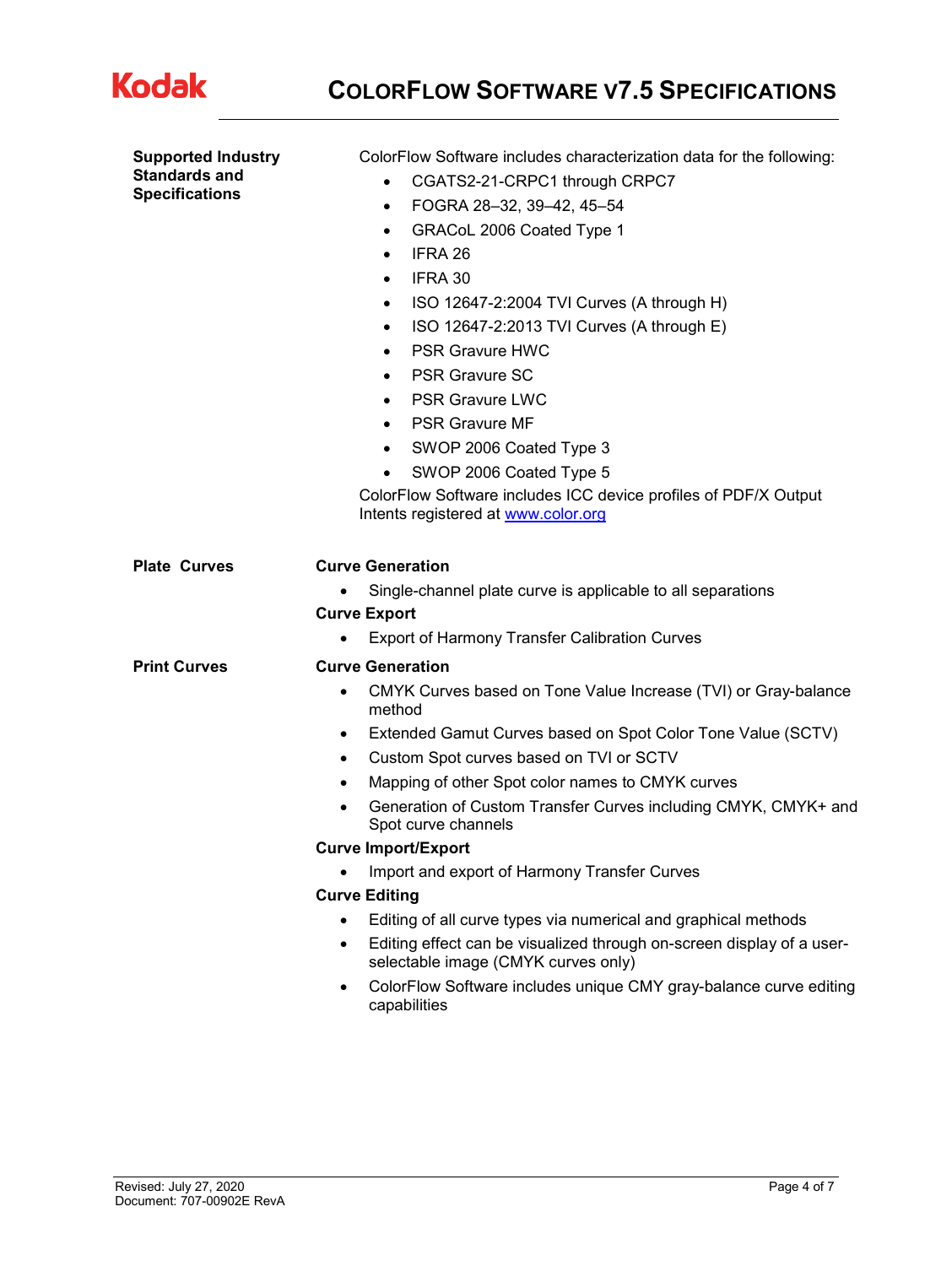## Supported Industry Standards and Specifications

ColorFlow Software includes characterization data for the following:

- CGATS2-21-CRPC1 through CRPC7
- FOGRA 28–32, 39–42, 45–54
- GRACoL 2006 Coated Type 1
- IFRA 26
- IFRA 30
- ISO 12647-2:2004 TVI Curves (A through H)
- ISO 12647-2:2013 TVI Curves (A through E)
- PSR Gravure HWC
- PSR Gravure SC
- PSR Gravure LWC
- PSR Gravure MF
- SWOP 2006 Coated Type 3
- SWOP 2006 Coated Type 5

ColorFlow Software includes ICC device profiles of PDF/X Output Intents registered at [www.color.org](http://www.color.org)

## Plate Curves

**Curve Generation**

- Single-channel plate curve is applicable to all separations

**Curve Export**

- Export of Harmony Transfer Calibration Curves

## Print Curves

**Curve Generation**

- CMYK Curves based on Tone Value Increase (TVI) or Gray-balance method
- Extended Gamut Curves based on Spot Color Tone Value (SCTV)
- Custom Spot curves based on TVI or SCTV
- Mapping of other Spot color names to CMYK curves
- Generation of Custom Transfer Curves including CMYK, CMYK+ and Spot curve channels

**Curve Import/Export**

- Import and export of Harmony Transfer Curves

**Curve Editing**

- Editing of all curve types via numerical and graphical methods
- Editing effect can be visualized through on-screen display of a user-selectable image (CMYK curves only)
- ColorFlow Software includes unique CMY gray-balance curve editing capabilities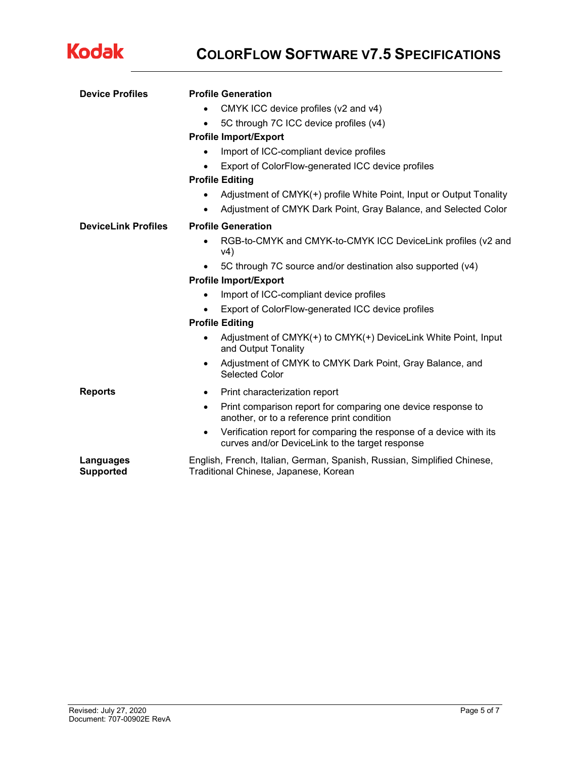| | |
|---|---|
| **Device Profiles** | **Profile Generation**<br>• CMYK ICC device profiles (v2 and v4)<br>• 5C through 7C ICC device profiles (v4)<br>**Profile Import/Export**<br>• Import of ICC-compliant device profiles<br>• Export of ColorFlow-generated ICC device profiles<br>**Profile Editing**<br>• Adjustment of CMYK(+) profile White Point, Input or Output Tonality<br>• Adjustment of CMYK Dark Point, Gray Balance, and Selected Color |
| **DeviceLink Profiles** | **Profile Generation**<br>• RGB-to-CMYK and CMYK-to-CMYK ICC DeviceLink profiles (v2 and v4)<br>• 5C through 7C source and/or destination also supported (v4)<br>**Profile Import/Export**<br>• Import of ICC-compliant device profiles<br>• Export of ColorFlow-generated ICC device profiles<br>**Profile Editing**<br>• Adjustment of CMYK(+) to CMYK(+) DeviceLink White Point, Input and Output Tonality<br>• Adjustment of CMYK to CMYK Dark Point, Gray Balance, and Selected Color |
| **Reports** | • Print characterization report<br>• Print comparison report for comparing one device response to another, or to a reference print condition<br>• Verification report for comparing the response of a device with its curves and/or DeviceLink to the target response |
| **Languages Supported** | English, French, Italian, German, Spanish, Russian, Simplified Chinese, Traditional Chinese, Japanese, Korean |

Revised: July 27, 2020
Document: 707-00902E RevA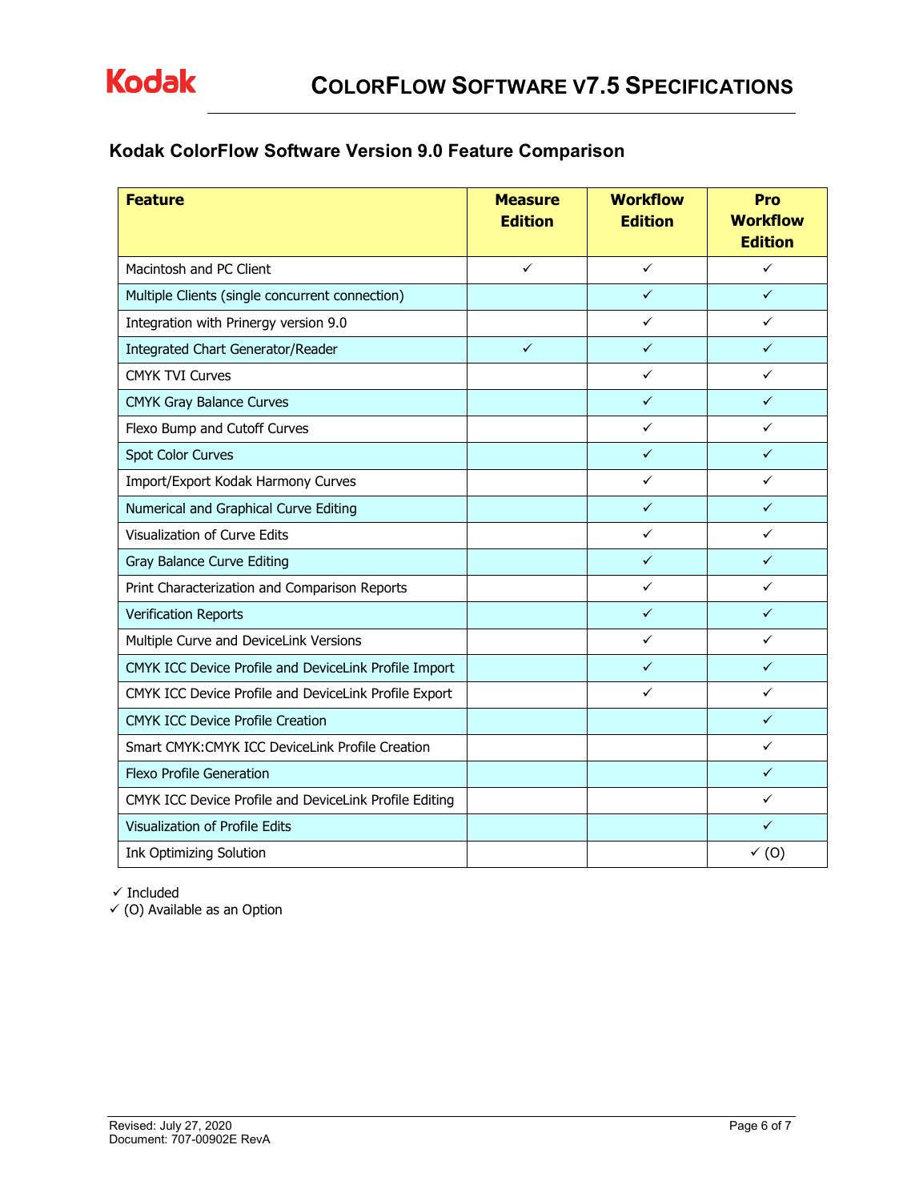## Kodak ColorFlow Software Version 9.0 Feature Comparison

| Feature | Measure Edition | Workflow Edition | Pro Workflow Edition |
|---|---|---|---|
| Macintosh and PC Client | ✓ | ✓ | ✓ |
| Multiple Clients (single concurrent connection) | | ✓ | ✓ |
| Integration with Prinergy version 9.0 | | ✓ | ✓ |
| Integrated Chart Generator/Reader | ✓ | ✓ | ✓ |
| CMYK TVI Curves | | ✓ | ✓ |
| CMYK Gray Balance Curves | | ✓ | ✓ |
| Flexo Bump and Cutoff Curves | | ✓ | ✓ |
| Spot Color Curves | | ✓ | ✓ |
| Import/Export Kodak Harmony Curves | | ✓ | ✓ |
| Numerical and Graphical Curve Editing | | ✓ | ✓ |
| Visualization of Curve Edits | | ✓ | ✓ |
| Gray Balance Curve Editing | | ✓ | ✓ |
| Print Characterization and Comparison Reports | | ✓ | ✓ |
| Verification Reports | | ✓ | ✓ |
| Multiple Curve and DeviceLink Versions | | ✓ | ✓ |
| CMYK ICC Device Profile and DeviceLink Profile Import | | ✓ | ✓ |
| CMYK ICC Device Profile and DeviceLink Profile Export | | ✓ | ✓ |
| CMYK ICC Device Profile Creation | | | ✓ |
| Smart CMYK:CMYK ICC DeviceLink Profile Creation | | | ✓ |
| Flexo Profile Generation | | | ✓ |
| CMYK ICC Device Profile and DeviceLink Profile Editing | | | ✓ |
| Visualization of Profile Edits | | | ✓ |
| Ink Optimizing Solution | | | ✓ (O) |

✓ Included
✓ (O) Available as an Option

Revised: July 27, 2020
Document: 707-00902E RevA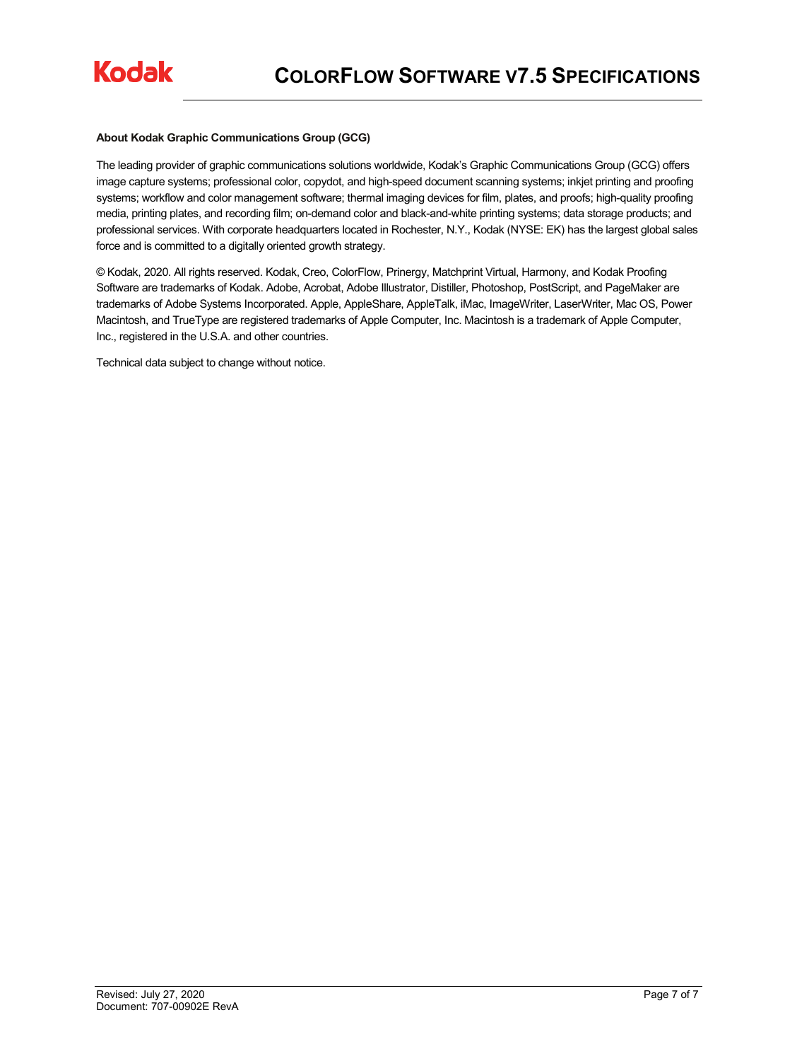**About Kodak Graphic Communications Group (GCG)**

The leading provider of graphic communications solutions worldwide, Kodak's Graphic Communications Group (GCG) offers image capture systems; professional color, copydot, and high-speed document scanning systems; inkjet printing and proofing systems; workflow and color management software; thermal imaging devices for film, plates, and proofs; high-quality proofing media, printing plates, and recording film; on-demand color and black-and-white printing systems; data storage products; and professional services. With corporate headquarters located in Rochester, N.Y., Kodak (NYSE: EK) has the largest global sales force and is committed to a digitally oriented growth strategy.

© Kodak, 2020. All rights reserved. Kodak, Creo, ColorFlow, Prinergy, Matchprint Virtual, Harmony, and Kodak Proofing Software are trademarks of Kodak. Adobe, Acrobat, Adobe Illustrator, Distiller, Photoshop, PostScript, and PageMaker are trademarks of Adobe Systems Incorporated. Apple, AppleShare, AppleTalk, iMac, ImageWriter, LaserWriter, Mac OS, Power Macintosh, and TrueType are registered trademarks of Apple Computer, Inc. Macintosh is a trademark of Apple Computer, Inc., registered in the U.S.A. and other countries.

Technical data subject to change without notice.

Revised: July 27, 2020
Document: 707-00902E RevA